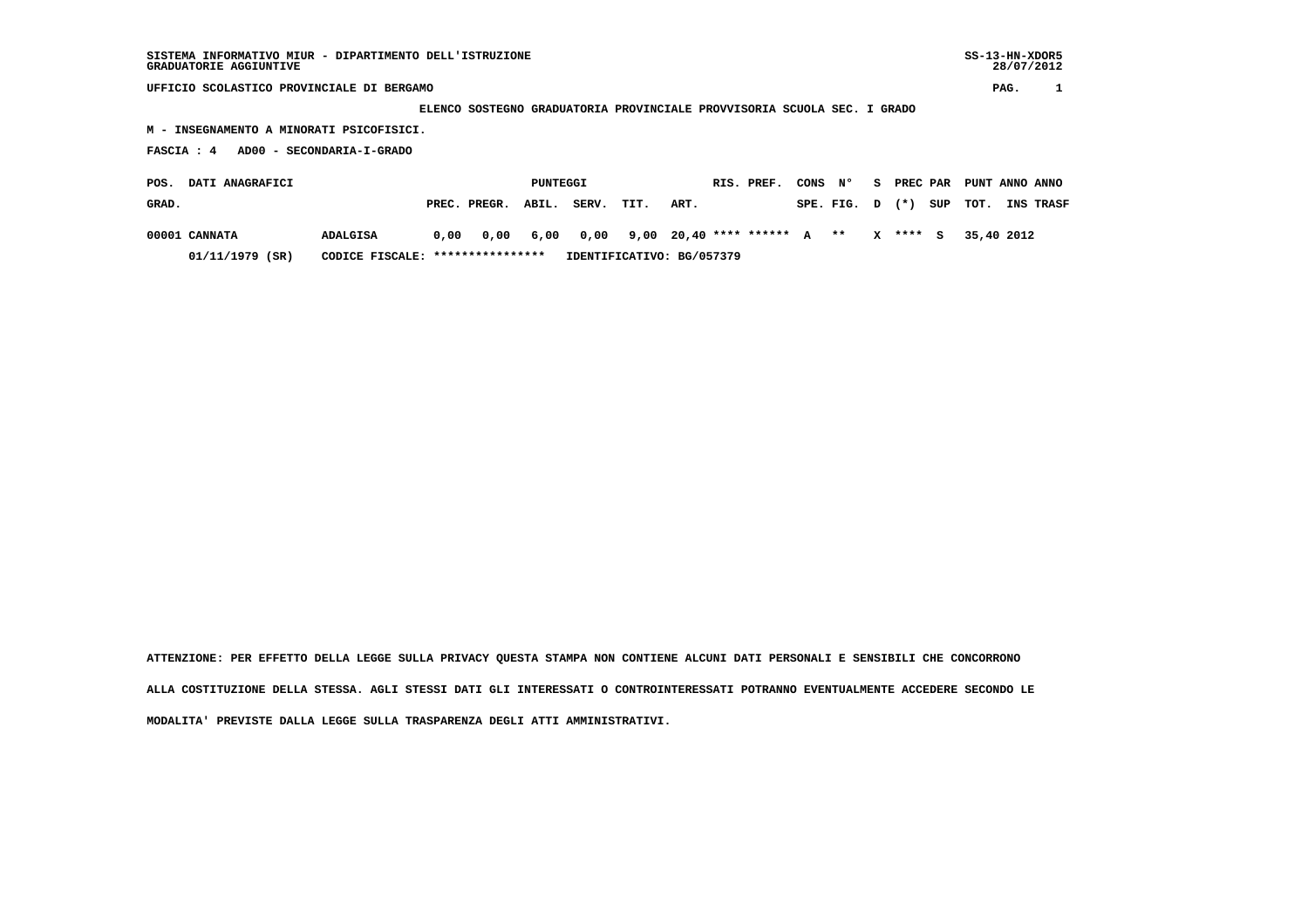SISTEMA INFORMATIVO MIUR - DIPARTIMENTO DELL'ISTRUZIONE
GRADUATORIE AGGIUNTIVE

SS-13-HN-XDOR5
28/07/2012

UFFICIO SCOLASTICO PROVINCIALE DI BERGAMO

ELENCO SOSTEGNO GRADUATORIA PROVINCIALE PROVVISORIA SCUOLA SEC. I GRADO

M - INSEGNAMENTO A MINORATI PSICOFISICI.

FASCIA : 4 AD00 - SECONDARIA-I-GRADO

| POS. GRAD. | DATI ANAGRAFICI | | PUNTEGGI PREC. | PREGR. | ABIL. | SERV. | TIT. | ART. | RIS. | PREF. | CONS SPE. | N° FIG. | S D | PREC (*) | PAR SUP | PUNT TOT. | ANNO INS | ANNO TRASF |
|---|---|---|---|---|---|---|---|---|---|---|---|---|---|---|---|---|---|---|
| 00001 | CANNATA | ADALGISA | 0,00 | 0,00 | 6,00 | 0,00 | 9,00 | 20,40 | **** | ****** | A | ** | X | **** | S | 35,40 | 2012 | |
| | 01/11/1979 (SR) | CODICE FISCALE: **************** | IDENTIFICATIVO: BG/057379 | | | | | | | | | | | | | | | |

ATTENZIONE: PER EFFETTO DELLA LEGGE SULLA PRIVACY QUESTA STAMPA NON CONTIENE ALCUNI DATI PERSONALI E SENSIBILI CHE CONCORRONO ALLA COSTITUZIONE DELLA STESSA. AGLI STESSI DATI GLI INTERESSATI O CONTROINTERESSATI POTRANNO EVENTUALMENTE ACCEDERE SECONDO LE MODALITA' PREVISTE DALLA LEGGE SULLA TRASPARENZA DEGLI ATTI AMMINISTRATIVI.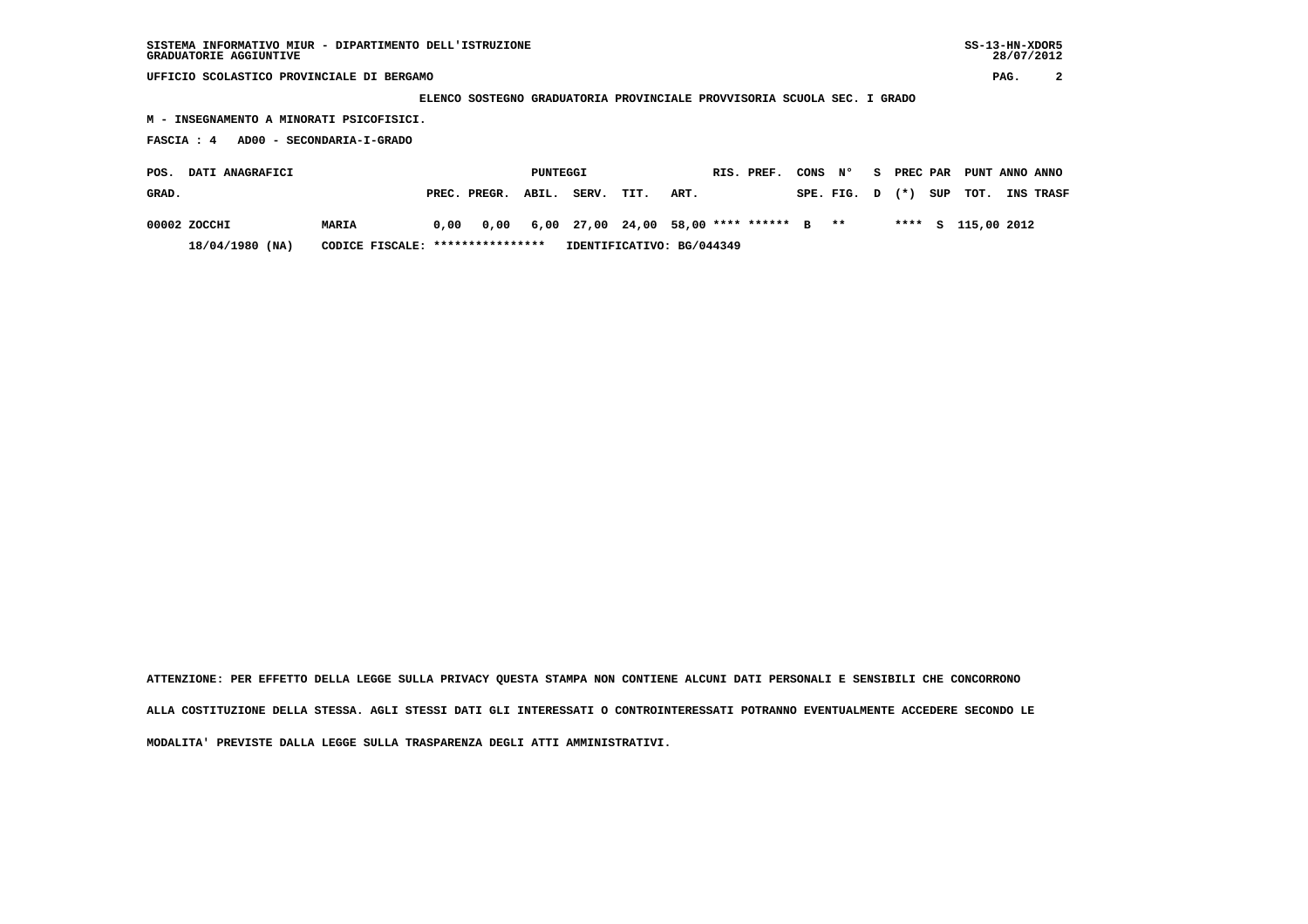SISTEMA INFORMATIVO MIUR - DIPARTIMENTO DELL'ISTRUZIONE
GRADUATORIE AGGIUNTIVE

SS-13-HN-XDOR5
28/07/2012

UFFICIO SCOLASTICO PROVINCIALE DI BERGAMO

**ELENCO SOSTEGNO GRADUATORIA PROVINCIALE PROVVISORIA SCUOLA SEC. I GRADO**

**M - INSEGNAMENTO A MINORATI PSICOFISICI.**

**FASCIA : 4 AD00 - SECONDARIA-I-GRADO**

| POS. GRAD. | DATI ANAGRAFICI | | PUNTEGGI PREC. | PREGR. | ABIL. | SERV. | TIT. | ART. | RIS. | PREF. | CONS SPE. | N° FIG. | S D | PREC (*) | PAR SUP | PUNT TOT. | ANNO INS | ANNO TRASF |
|---|---|---|---|---|---|---|---|---|---|---|---|---|---|---|---|---|---|---|
| 00002 | ZOCCHI | MARIA | 0,00 | 0,00 | 6,00 | 27,00 | 24,00 | 58,00 | **** | ****** | B | ** | | **** | S | 115,00 | 2012 | |
| | 18/04/1980 (NA) | CODICE FISCALE: **************** | IDENTIFICATIVO: BG/044349 | | | | | | | | | | | | | | | |

**ATTENZIONE: PER EFFETTO DELLA LEGGE SULLA PRIVACY QUESTA STAMPA NON CONTIENE ALCUNI DATI PERSONALI E SENSIBILI CHE CONCORRONO ALLA COSTITUZIONE DELLA STESSA. AGLI STESSI DATI GLI INTERESSATI O CONTROINTERESSATI POTRANNO EVENTUALMENTE ACCEDERE SECONDO LE MODALITA' PREVISTE DALLA LEGGE SULLA TRASPARENZA DEGLI ATTI AMMINISTRATIVI.**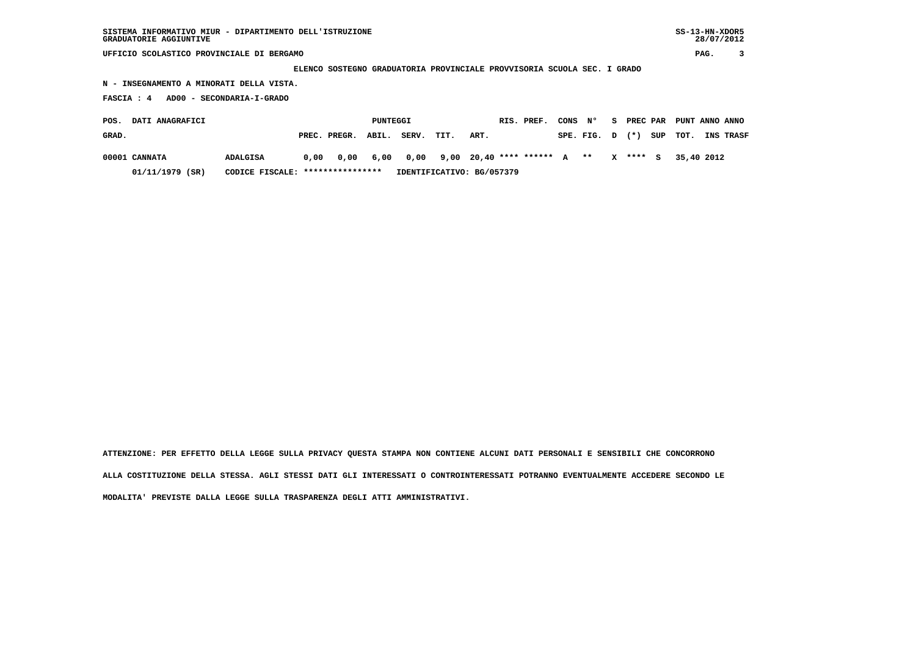SISTEMA INFORMATIVO MIUR - DIPARTIMENTO DELL'ISTRUZIONE
GRADUATORIE AGGIUNTIVE

SS-13-HN-XDOR5
28/07/2012

UFFICIO SCOLASTICO PROVINCIALE DI BERGAMO

**ELENCO SOSTEGNO GRADUATORIA PROVINCIALE PROVVISORIA SCUOLA SEC. I GRADO**

**N - INSEGNAMENTO A MINORATI DELLA VISTA.**

**FASCIA : 4 AD00 - SECONDARIA-I-GRADO**

| POS. GRAD. | DATI ANAGRAFICI | | PUNTEGGI PREC. | PREGR. | ABIL. | SERV. | TIT. | ART. | RIS. | PREF. | CONS SPE. | N° FIG. | S D | PREC (*) | PAR SUP | PUNT TOT. | ANNO INS | ANNO TRASF |
|---|---|---|---|---|---|---|---|---|---|---|---|---|---|---|---|---|---|---|
| 00001 | CANNATA | ADALGISA | 0,00 | 0,00 | 6,00 | 0,00 | 9,00 | 20,40 | **** | ****** | A | ** | X | **** | S | 35,40 | 2012 | |
| | 01/11/1979 (SR) | CODICE FISCALE: **************** | | | | IDENTIFICATIVO: BG/057379 | | | | | | | | | | | | |

ATTENZIONE: PER EFFETTO DELLA LEGGE SULLA PRIVACY QUESTA STAMPA NON CONTIENE ALCUNI DATI PERSONALI E SENSIBILI CHE CONCORRONO ALLA COSTITUZIONE DELLA STESSA. AGLI STESSI DATI GLI INTERESSATI O CONTROINTERESSATI POTRANNO EVENTUALMENTE ACCEDERE SECONDO LE MODALITA' PREVISTE DALLA LEGGE SULLA TRASPARENZA DEGLI ATTI AMMINISTRATIVI.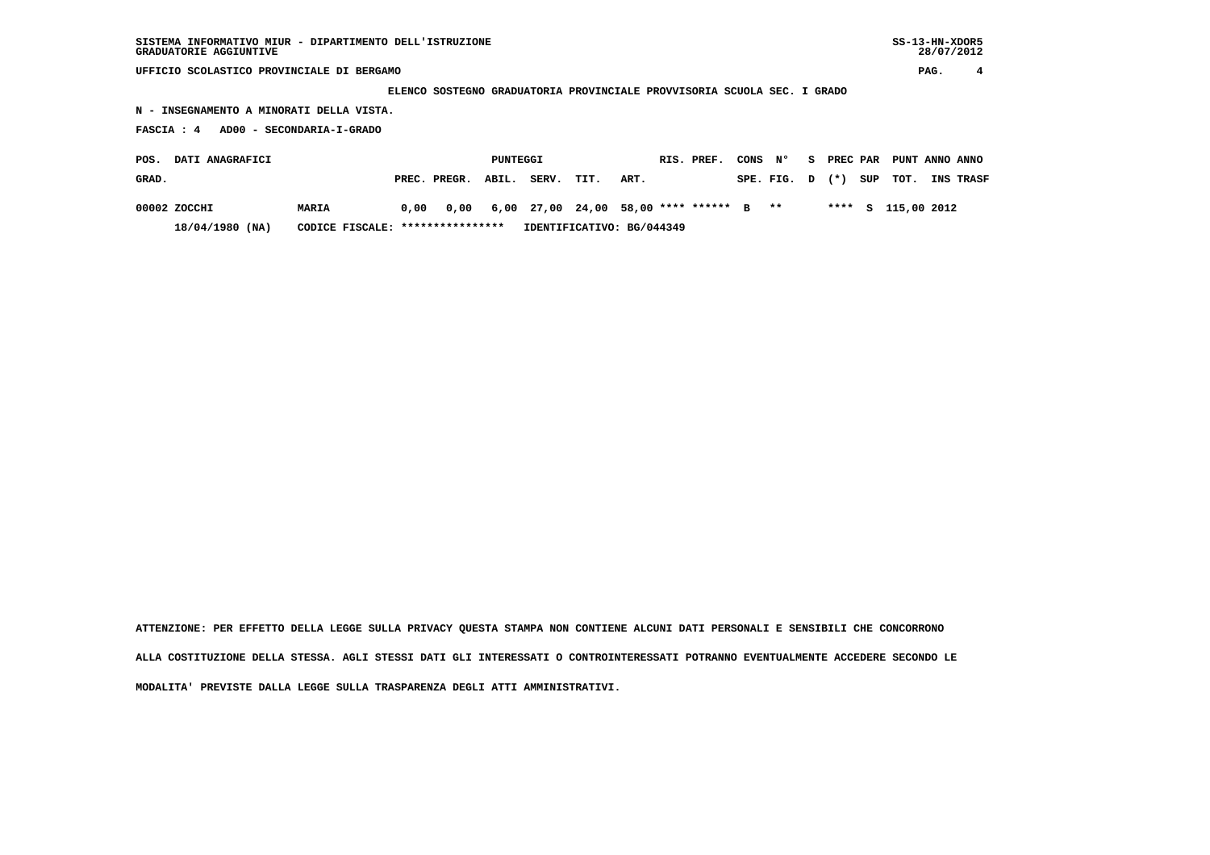SISTEMA INFORMATIVO MIUR - DIPARTIMENTO DELL'ISTRUZIONE
GRADUATORIE AGGIUNTIVE

SS-13-HN-XDOR5
28/07/2012

UFFICIO SCOLASTICO PROVINCIALE DI BERGAMO

ELENCO SOSTEGNO GRADUATORIA PROVINCIALE PROVVISORIA SCUOLA SEC. I GRADO

N - INSEGNAMENTO A MINORATI DELLA VISTA.

FASCIA : 4 AD00 - SECONDARIA-I-GRADO

| POS. GRAD. | DATI ANAGRAFICI | | PUNTEGGI PREC. | PREGR. | ABIL. | SERV. | TIT. | ART. | RIS. | PREF. | CONS SPE. | N° FIG. | S D | PREC (*) | PAR SUP | PUNT TOT. | ANNO INS | ANNO TRASF |
|---|---|---|---|---|---|---|---|---|---|---|---|---|---|---|---|---|---|---|
| 00002 | ZOCCHI | MARIA | 0,00 | 0,00 | 6,00 | 27,00 | 24,00 | 58,00 | **** | ****** | B | ** | | **** | S | 115,00 | 2012 | |
| | 18/04/1980 (NA) | CODICE FISCALE: **************** | | | IDENTIFICATIVO: BG/044349 | | | | | | | | | | | | | |

ATTENZIONE: PER EFFETTO DELLA LEGGE SULLA PRIVACY QUESTA STAMPA NON CONTIENE ALCUNI DATI PERSONALI E SENSIBILI CHE CONCORRONO ALLA COSTITUZIONE DELLA STESSA. AGLI STESSI DATI GLI INTERESSATI O CONTROINTERESSATI POTRANNO EVENTUALMENTE ACCEDERE SECONDO LE MODALITA' PREVISTE DALLA LEGGE SULLA TRASPARENZA DEGLI ATTI AMMINISTRATIVI.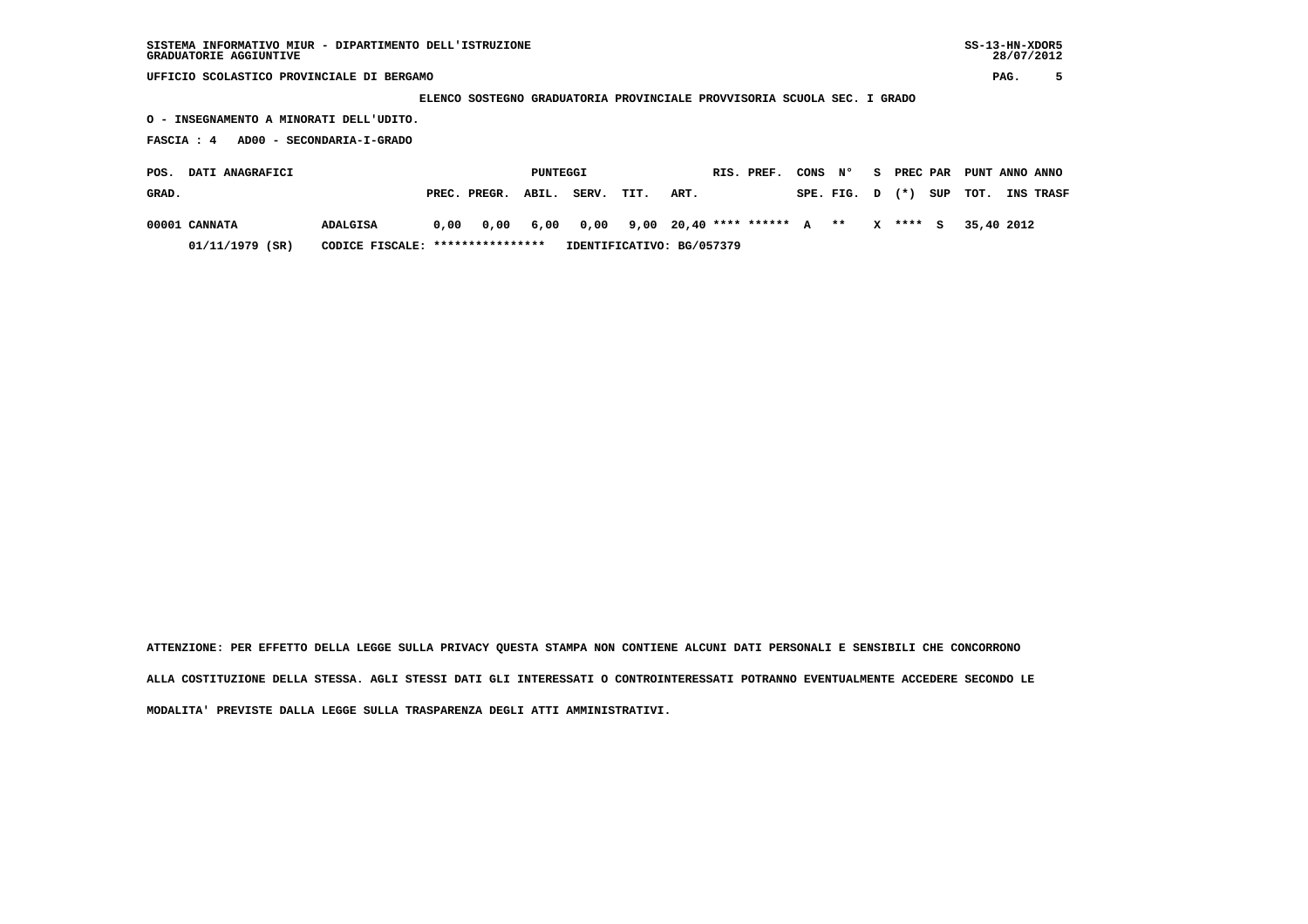SISTEMA INFORMATIVO MIUR - DIPARTIMENTO DELL'ISTRUZIONE
GRADUATORIE AGGIUNTIVE

SS-13-HN-XDOR5
28/07/2012

UFFICIO SCOLASTICO PROVINCIALE DI BERGAMO

**ELENCO SOSTEGNO GRADUATORIA PROVINCIALE PROVVISORIA SCUOLA SEC. I GRADO**

**O - INSEGNAMENTO A MINORATI DELL'UDITO.**

**FASCIA : 4 AD00 - SECONDARIA-I-GRADO**

| POS. GRAD. | DATI ANAGRAFICI | | PUNTEGGI PREC. | PREGR. | ABIL. | SERV. | TIT. | ART. | RIS. | PREF. | CONS SPE. | N° FIG. | S D | PREC (*) | PAR SUP | PUNT TOT. | ANNO INS | ANNO TRASF |
|---|---|---|---|---|---|---|---|---|---|---|---|---|---|---|---|---|---|---|
| 00001 | CANNATA | ADALGISA | 0,00 | 0,00 | 6,00 | 0,00 | 9,00 | 20,40 | **** | ****** | A | ** | X | **** | S | 35,40 | 2012 | |
| | 01/11/1979 (SR) | CODICE FISCALE: **************** | IDENTIFICATIVO: BG/057379 | | | | | | | | | | | | | | | |

ATTENZIONE: PER EFFETTO DELLA LEGGE SULLA PRIVACY QUESTA STAMPA NON CONTIENE ALCUNI DATI PERSONALI E SENSIBILI CHE CONCORRONO ALLA COSTITUZIONE DELLA STESSA. AGLI STESSI DATI GLI INTERESSATI O CONTROINTERESSATI POTRANNO EVENTUALMENTE ACCEDERE SECONDO LE MODALITA' PREVISTE DALLA LEGGE SULLA TRASPARENZA DEGLI ATTI AMMINISTRATIVI.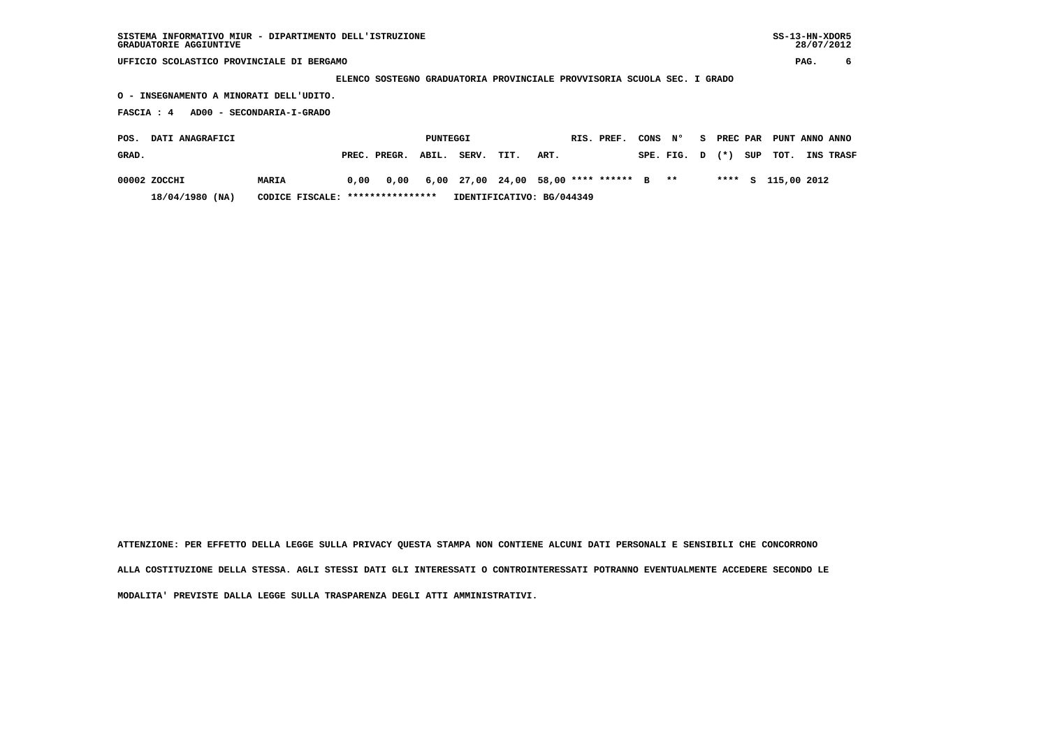SISTEMA INFORMATIVO MIUR - DIPARTIMENTO DELL'ISTRUZIONE
GRADUATORIE AGGIUNTIVE

SS-13-HN-XDOR5
28/07/2012

UFFICIO SCOLASTICO PROVINCIALE DI BERGAMO

ELENCO SOSTEGNO GRADUATORIA PROVINCIALE PROVVISORIA SCUOLA SEC. I GRADO

O - INSEGNAMENTO A MINORATI DELL'UDITO.

FASCIA : 4 AD00 - SECONDARIA-I-GRADO

| POS. GRAD. | DATI ANAGRAFICI | | PUNTEGGI PREC. | PREGR. | ABIL. | SERV. | TIT. | ART. | RIS. | PREF. | CONS SPE. | N° FIG. | S D | PREC (*) | PAR SUP | PUNT TOT. | ANNO INS | ANNO TRASF |
|---|---|---|---|---|---|---|---|---|---|---|---|---|---|---|---|---|---|---|
| 00002 | ZOCCHI | MARIA | 0,00 | 0,00 | 6,00 | 27,00 | 24,00 | 58,00 | **** | ****** | B | ** | | **** | S | 115,00 | 2012 | |
| | 18/04/1980 (NA) | CODICE FISCALE: **************** | | | | IDENTIFICATIVO: BG/044349 | | | | | | | | | | | | |

ATTENZIONE: PER EFFETTO DELLA LEGGE SULLA PRIVACY QUESTA STAMPA NON CONTIENE ALCUNI DATI PERSONALI E SENSIBILI CHE CONCORRONO ALLA COSTITUZIONE DELLA STESSA. AGLI STESSI DATI GLI INTERESSATI O CONTROINTERESSATI POTRANNO EVENTUALMENTE ACCEDERE SECONDO LE MODALITA' PREVISTE DALLA LEGGE SULLA TRASPARENZA DEGLI ATTI AMMINISTRATIVI.